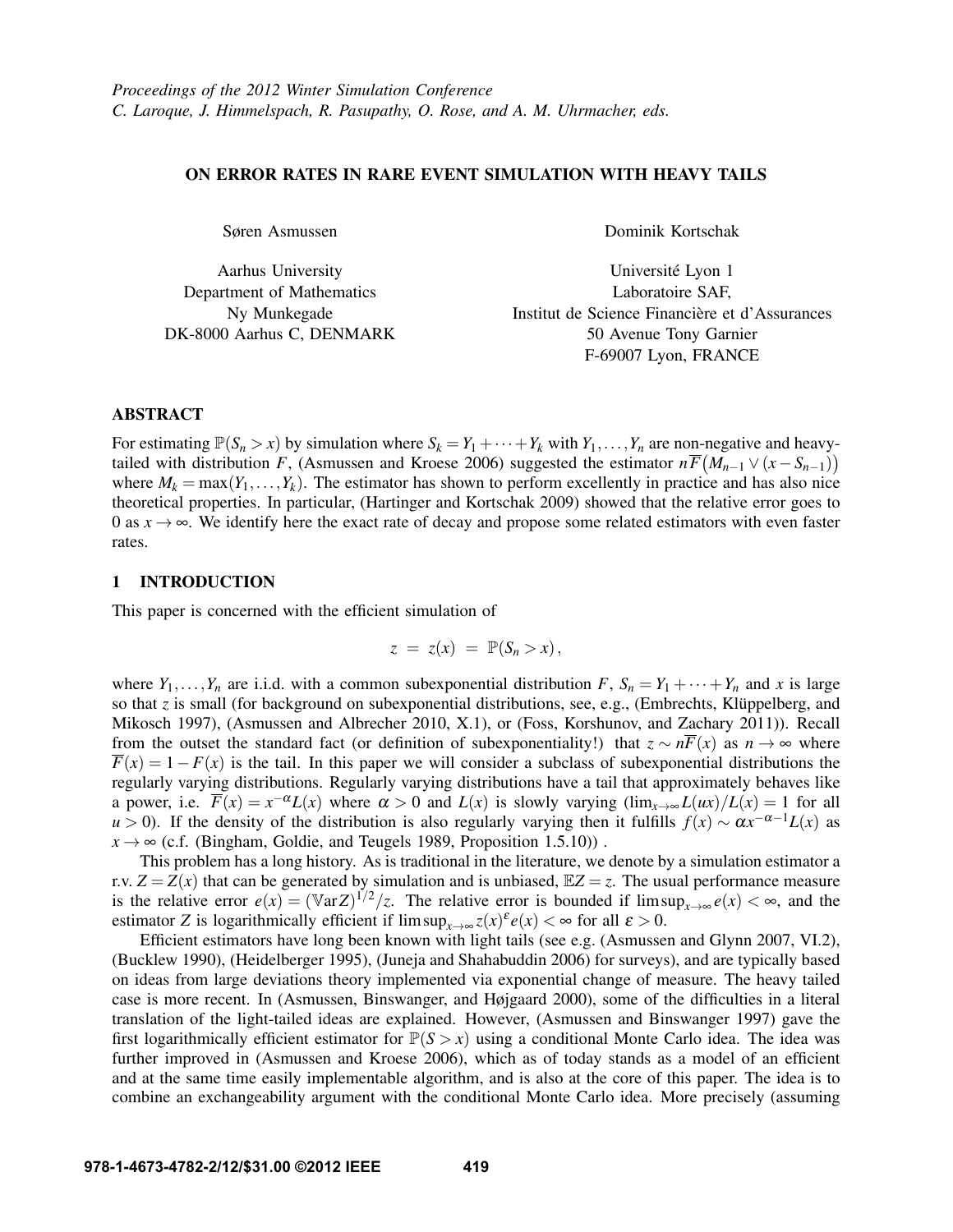*Proceedings of the 2012 Winter Simulation Conference*
*C. Laroque, J. Himmelspach, R. Pasupathy, O. Rose, and A. M. Uhrmacher, eds.*

# ON ERROR RATES IN RARE EVENT SIMULATION WITH HEAVY TAILS

Søren Asmussen

Aarhus University
Department of Mathematics
Ny Munkegade
DK-8000 Aarhus C, DENMARK

Dominik Kortschak

Université Lyon 1
Laboratoire SAF,
Institut de Science Financière et d'Assurances
50 Avenue Tony Garnier
F-69007 Lyon, FRANCE

## ABSTRACT

For estimating $\mathbb{P}(S_n > x)$ by simulation where $S_k = Y_1 + \cdots + Y_k$ with $Y_1, \ldots, Y_n$ are non-negative and heavy-tailed with distribution $F$, (Asmussen and Kroese 2006) suggested the estimator $n\overline{F}\big(M_{n-1} \vee (x - S_{n-1})\big)$ where $M_k = \max(Y_1, \ldots, Y_k)$. The estimator has shown to perform excellently in practice and has also nice theoretical properties. In particular, (Hartinger and Kortschak 2009) showed that the relative error goes to 0 as $x \to \infty$. We identify here the exact rate of decay and propose some related estimators with even faster rates.

## 1 INTRODUCTION

This paper is concerned with the efficient simulation of

$$z \;=\; z(x) \;=\; \mathbb{P}(S_n > x),$$

where $Y_1, \ldots, Y_n$ are i.i.d. with a common subexponential distribution $F$, $S_n = Y_1 + \cdots + Y_n$ and $x$ is large so that $z$ is small (for background on subexponential distributions, see, e.g., (Embrechts, Klüppelberg, and Mikosch 1997), (Asmussen and Albrecher 2010, X.1), or (Foss, Korshunov, and Zachary 2011)). Recall from the outset the standard fact (or definition of subexponentiality!) that $z \sim n\overline{F}(x)$ as $n \to \infty$ where $\overline{F}(x) = 1 - F(x)$ is the tail. In this paper we will consider a subclass of subexponential distributions the regularly varying distributions. Regularly varying distributions have a tail that approximately behaves like a power, i.e. $\overline{F}(x) = x^{-\alpha}L(x)$ where $\alpha > 0$ and $L(x)$ is slowly varying ($\lim_{x\to\infty} L(ux)/L(x) = 1$ for all $u > 0$). If the density of the distribution is also regularly varying then it fulfills $f(x) \sim \alpha x^{-\alpha-1}L(x)$ as $x \to \infty$ (c.f. (Bingham, Goldie, and Teugels 1989, Proposition 1.5.10)) .

This problem has a long history. As is traditional in the literature, we denote by a simulation estimator a r.v. $Z = Z(x)$ that can be generated by simulation and is unbiased, $\mathbb{E}Z = z$. The usual performance measure is the relative error $e(x) = (\mathbb{V}\text{ar}Z)^{1/2}/z$. The relative error is bounded if $\limsup_{x\to\infty} e(x) < \infty$, and the estimator $Z$ is logarithmically efficient if $\limsup_{x\to\infty} z(x)^{\varepsilon} e(x) < \infty$ for all $\varepsilon > 0$.

Efficient estimators have long been known with light tails (see e.g. (Asmussen and Glynn 2007, VI.2), (Bucklew 1990), (Heidelberger 1995), (Juneja and Shahabuddin 2006) for surveys), and are typically based on ideas from large deviations theory implemented via exponential change of measure. The heavy tailed case is more recent. In (Asmussen, Binswanger, and Højgaard 2000), some of the difficulties in a literal translation of the light-tailed ideas are explained. However, (Asmussen and Binswanger 1997) gave the first logarithmically efficient estimator for $\mathbb{P}(S > x)$ using a conditional Monte Carlo idea. The idea was further improved in (Asmussen and Kroese 2006), which as of today stands as a model of an efficient and at the same time easily implementable algorithm, and is also at the core of this paper. The idea is to combine an exchangeability argument with the conditional Monte Carlo idea. More precisely (assuming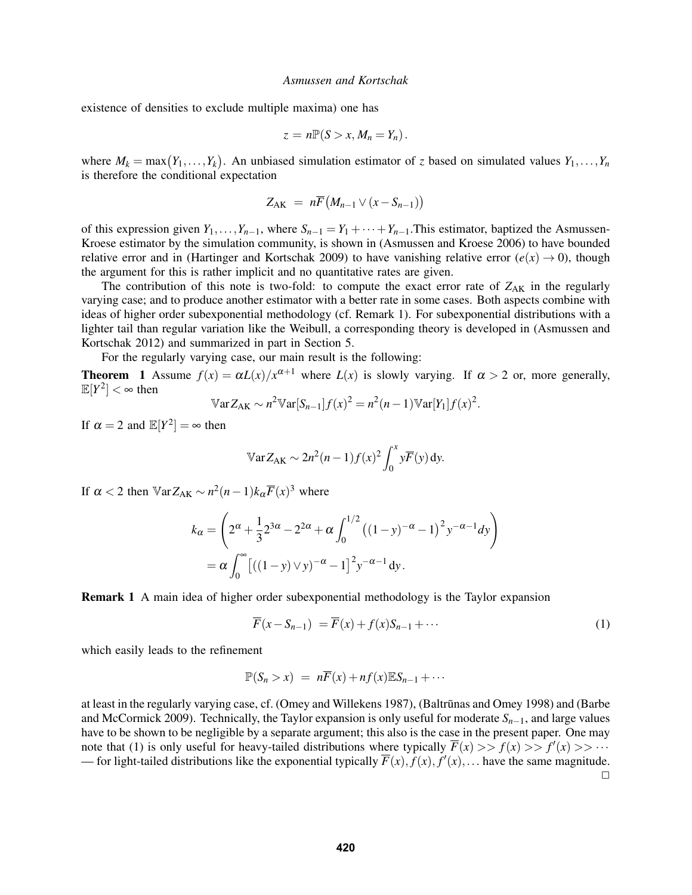existence of densities to exclude multiple maxima) one has

$$z = n\mathbb{P}(S > x, M_n = Y_n).$$

where $M_k = \max(Y_1, \dots, Y_k)$. An unbiased simulation estimator of $z$ based on simulated values $Y_1, \dots, Y_n$ is therefore the conditional expectation

$$Z_{\mathrm{AK}} \;=\; n\overline{F}\big(M_{n-1} \vee (x - S_{n-1})\big)$$

of this expression given $Y_1, \dots, Y_{n-1}$, where $S_{n-1} = Y_1 + \cdots + Y_{n-1}$.This estimator, baptized the Asmussen-Kroese estimator by the simulation community, is shown in (Asmussen and Kroese 2006) to have bounded relative error and in (Hartinger and Kortschak 2009) to have vanishing relative error ($e(x) \to 0$), though the argument for this is rather implicit and no quantitative rates are given.

The contribution of this note is two-fold: to compute the exact error rate of $Z_{\mathrm{AK}}$ in the regularly varying case; and to produce another estimator with a better rate in some cases. Both aspects combine with ideas of higher order subexponential methodology (cf. Remark 1). For subexponential distributions with a lighter tail than regular variation like the Weibull, a corresponding theory is developed in (Asmussen and Kortschak 2012) and summarized in part in Section 5.

For the regularly varying case, our main result is the following:

**Theorem 1** Assume $f(x) = \alpha L(x)/x^{\alpha+1}$ where $L(x)$ is slowly varying. If $\alpha > 2$ or, more generally, $\mathbb{E}[Y^2] < \infty$ then

$$\mathbb{V}\mathrm{ar}\, Z_{\mathrm{AK}} \sim n^2 \mathbb{V}\mathrm{ar}[S_{n-1}] f(x)^2 = n^2(n-1)\mathbb{V}\mathrm{ar}[Y_1] f(x)^2.$$

If $\alpha = 2$ and $\mathbb{E}[Y^2] = \infty$ then

$$\mathbb{V}\mathrm{ar}\, Z_{\mathrm{AK}} \sim 2n^2(n-1) f(x)^2 \int_0^x y\overline{F}(y)\,\mathrm{d}y.$$

If $\alpha < 2$ then $\mathbb{V}\mathrm{ar}\, Z_{\mathrm{AK}} \sim n^2(n-1)k_\alpha \overline{F}(x)^3$ where

$$\begin{aligned}
k_\alpha &= \left(2^\alpha + \frac{1}{3}2^{3\alpha} - 2^{2\alpha} + \alpha \int_0^{1/2} \big((1-y)^{-\alpha} - 1\big)^2 y^{-\alpha-1} dy\right) \\
&= \alpha \int_0^\infty \big[((1-y) \vee y)^{-\alpha} - 1\big]^2 y^{-\alpha-1}\,\mathrm{d}y.
\end{aligned}$$

**Remark 1** A main idea of higher order subexponential methodology is the Taylor expansion

$$\overline{F}(x - S_{n-1}) \;= \overline{F}(x) + f(x)S_{n-1} + \cdots \tag{1}$$

which easily leads to the refinement

$$\mathbb{P}(S_n > x) \;=\; n\overline{F}(x) + nf(x)\mathbb{E}S_{n-1} + \cdots$$

at least in the regularly varying case, cf. (Omey and Willekens 1987), (Baltrūnas and Omey 1998) and (Barbe and McCormick 2009). Technically, the Taylor expansion is only useful for moderate $S_{n-1}$, and large values have to be shown to be negligible by a separate argument; this also is the case in the present paper. One may note that (1) is only useful for heavy-tailed distributions where typically $\overline{F}(x) >> f(x) >> f'(x) >> \cdots$ — for light-tailed distributions like the exponential typically $\overline{F}(x), f(x), f'(x), \dots$ have the same magnitude. □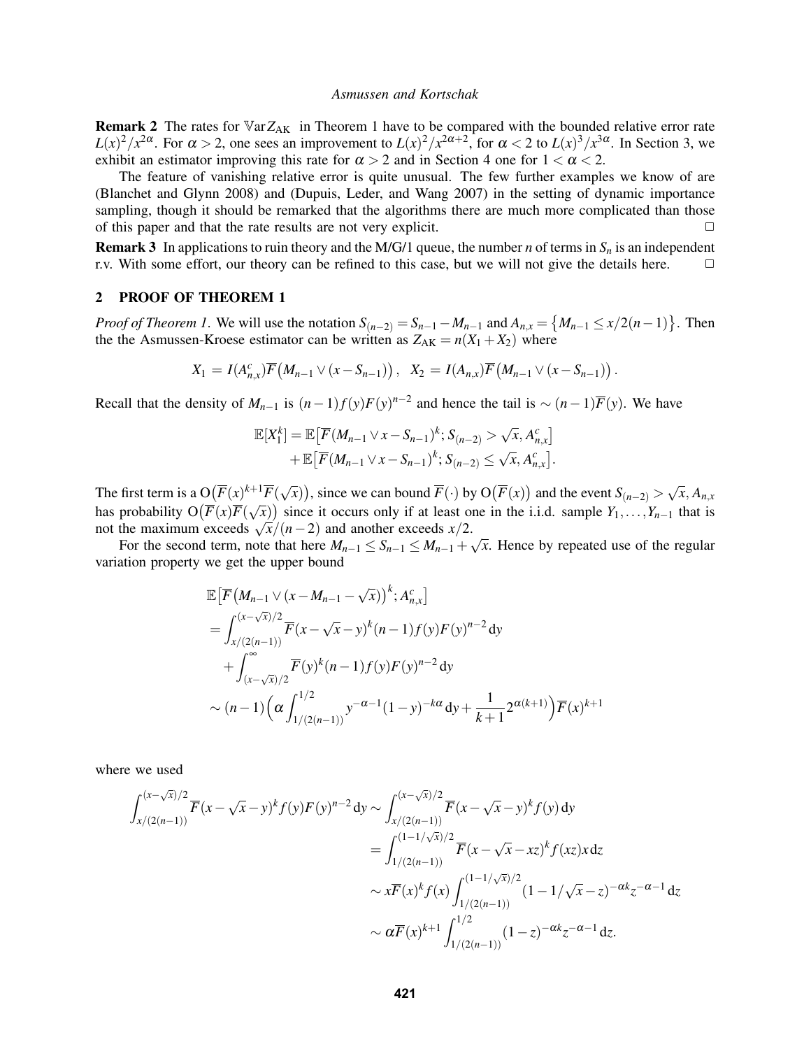**Remark 2** The rates for $\mathbb{V}\text{ar} Z_{\text{AK}}$ in Theorem 1 have to be compared with the bounded relative error rate $L(x)^2/x^{2\alpha}$. For $\alpha > 2$, one sees an improvement to $L(x)^2/x^{2\alpha+2}$, for $\alpha < 2$ to $L(x)^3/x^{3\alpha}$. In Section 3, we exhibit an estimator improving this rate for $\alpha > 2$ and in Section 4 one for $1 < \alpha < 2$.

The feature of vanishing relative error is quite unusual. The few further examples we know of are (Blanchet and Glynn 2008) and (Dupuis, Leder, and Wang 2007) in the setting of dynamic importance sampling, though it should be remarked that the algorithms there are much more complicated than those of this paper and that the rate results are not very explicit. $\square$

**Remark 3** In applications to ruin theory and the M/G/1 queue, the number $n$ of terms in $S_n$ is an independent r.v. With some effort, our theory can be refined to this case, but we will not give the details here. $\square$

## 2 PROOF OF THEOREM 1

*Proof of Theorem 1.* We will use the notation $S_{(n-2)} = S_{n-1} - M_{n-1}$ and $A_{n,x} = \{M_{n-1} \le x/2(n-1)\}$. Then the the Asmussen-Kroese estimator can be written as $Z_{\text{AK}} = n(X_1 + X_2)$ where

$$X_1 = I(A_{n,x}^c)\overline{F}\big(M_{n-1} \vee (x - S_{n-1})\big), \quad X_2 = I(A_{n,x})\overline{F}\big(M_{n-1} \vee (x - S_{n-1})\big).$$

Recall that the density of $M_{n-1}$ is $(n-1)f(y)F(y)^{n-2}$ and hence the tail is $\sim (n-1)\overline{F}(y)$. We have

$$\begin{aligned}\mathbb{E}[X_1^k] &= \mathbb{E}\big[\overline{F}(M_{n-1} \vee x - S_{n-1})^k; S_{(n-2)} > \sqrt{x}, A_{n,x}^c\big] \\ &\quad + \mathbb{E}\big[\overline{F}(M_{n-1} \vee x - S_{n-1})^k; S_{(n-2)} \le \sqrt{x}, A_{n,x}^c\big].\end{aligned}$$

The first term is a $\text{O}\big(\overline{F}(x)^{k+1}\overline{F}(\sqrt{x})\big)$, since we can bound $\overline{F}(\cdot)$ by $\text{O}\big(\overline{F}(x)\big)$ and the event $S_{(n-2)} > \sqrt{x}, A_{n,x}$ has probability $\text{O}\big(\overline{F}(x)\overline{F}(\sqrt{x})\big)$ since it occurs only if at least one in the i.i.d. sample $Y_1, \dots, Y_{n-1}$ that is not the maximum exceeds $\sqrt{x}/(n-2)$ and another exceeds $x/2$.

For the second term, note that here $M_{n-1} \le S_{n-1} \le M_{n-1} + \sqrt{x}$. Hence by repeated use of the regular variation property we get the upper bound

$$\begin{aligned}&\mathbb{E}\big[\overline{F}\big(M_{n-1} \vee (x - M_{n-1} - \sqrt{x})\big)^k; A_{n,x}^c\big] \\ &= \int_{x/(2(n-1))}^{(x-\sqrt{x})/2} \overline{F}(x - \sqrt{x} - y)^k (n-1) f(y) F(y)^{n-2}\,\mathrm{d}y \\ &\quad + \int_{(x-\sqrt{x})/2}^{\infty} \overline{F}(y)^k (n-1) f(y) F(y)^{n-2}\,\mathrm{d}y \\ &\sim (n-1)\Big(\alpha \int_{1/(2(n-1))}^{1/2} y^{-\alpha-1}(1-y)^{-k\alpha}\,\mathrm{d}y + \frac{1}{k+1}2^{\alpha(k+1)}\Big)\overline{F}(x)^{k+1}\end{aligned}$$

where we used

$$\begin{aligned}\int_{x/(2(n-1))}^{(x-\sqrt{x})/2} \overline{F}(x - \sqrt{x} - y)^k f(y) F(y)^{n-2}\,\mathrm{d}y &\sim \int_{x/(2(n-1))}^{(x-\sqrt{x})/2} \overline{F}(x - \sqrt{x} - y)^k f(y)\,\mathrm{d}y \\ &= \int_{1/(2(n-1))}^{(1-1/\sqrt{x})/2} \overline{F}(x - \sqrt{x} - xz)^k f(xz) x\,\mathrm{d}z \\ &\sim x\overline{F}(x)^k f(x) \int_{1/(2(n-1))}^{(1-1/\sqrt{x})/2} (1 - 1/\sqrt{x} - z)^{-\alpha k} z^{-\alpha-1}\,\mathrm{d}z \\ &\sim \alpha\overline{F}(x)^{k+1} \int_{1/(2(n-1))}^{1/2} (1-z)^{-\alpha k} z^{-\alpha-1}\,\mathrm{d}z.\end{aligned}$$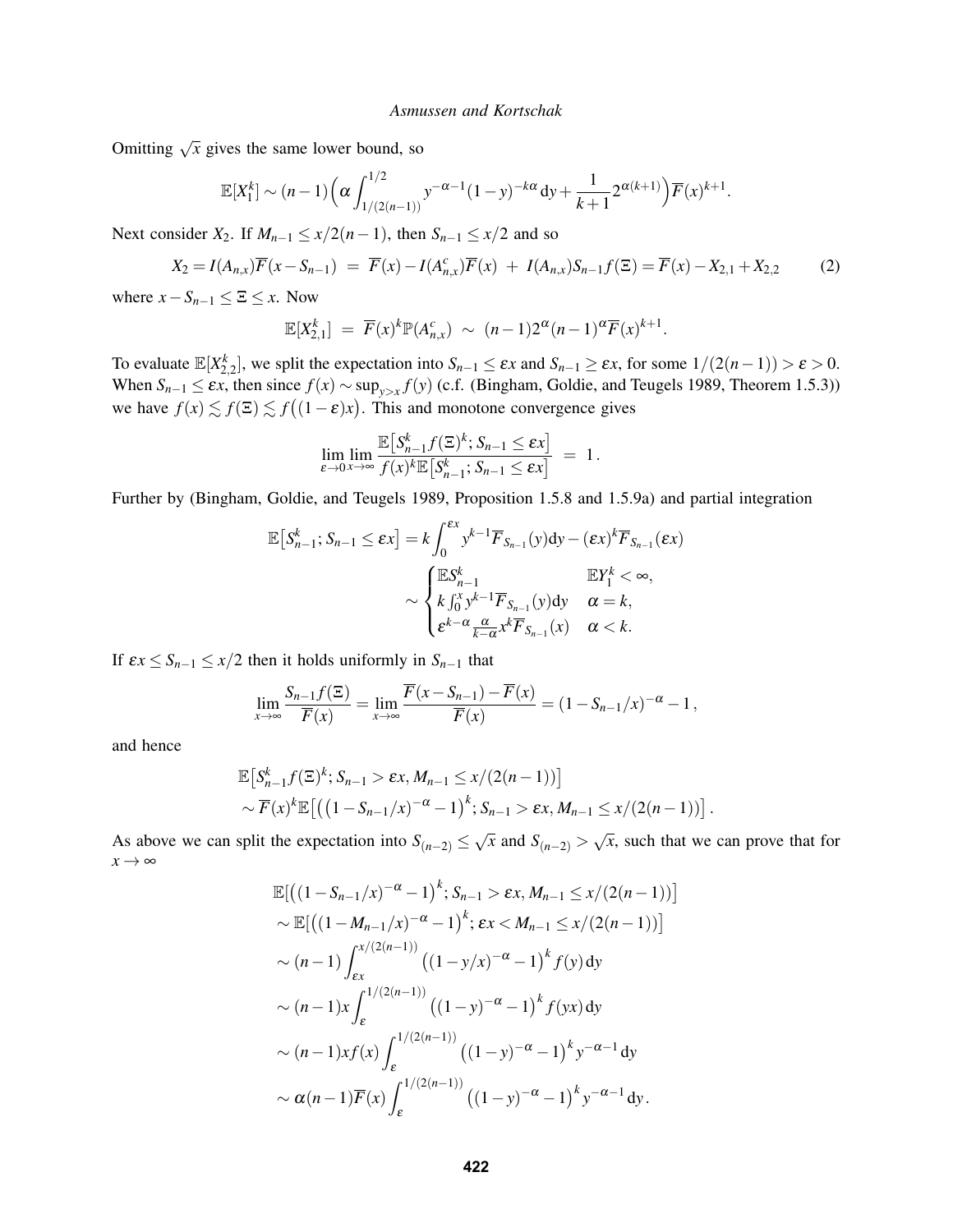Omitting $\sqrt{x}$ gives the same lower bound, so

$$\mathbb{E}[X_1^k] \sim (n-1)\Big(\alpha \int_{1/(2(n-1))}^{1/2} y^{-\alpha-1}(1-y)^{-k\alpha}\,\mathrm{d}y + \frac{1}{k+1}2^{\alpha(k+1)}\Big)\overline{F}(x)^{k+1}.$$

Next consider $X_2$. If $M_{n-1} \le x/2(n-1)$, then $S_{n-1} \le x/2$ and so

$$X_2 = I(A_{n,x})\overline{F}(x-S_{n-1}) \;=\; \overline{F}(x) - I(A_{n,x}^c)\overline{F}(x) \;+\; I(A_{n,x})S_{n-1}f(\Xi) = \overline{F}(x) - X_{2,1} + X_{2,2} \tag{2}$$

where $x - S_{n-1} \le \Xi \le x$. Now

$$\mathbb{E}[X_{2,1}^k] \;=\; \overline{F}(x)^k \mathbb{P}(A_{n,x}^c) \;\sim\; (n-1)2^{\alpha}(n-1)^{\alpha}\overline{F}(x)^{k+1}.$$

To evaluate $\mathbb{E}[X_{2,2}^k]$, we split the expectation into $S_{n-1} \le \varepsilon x$ and $S_{n-1} \ge \varepsilon x$, for some $1/(2(n-1)) > \varepsilon > 0$. When $S_{n-1} \le \varepsilon x$, then since $f(x) \sim \sup_{y>x} f(y)$ (c.f. (Bingham, Goldie, and Teugels 1989, Theorem 1.5.3)) we have $f(x) \lesssim f(\Xi) \lesssim f\big((1-\varepsilon)x\big)$. This and monotone convergence gives

$$\lim_{\varepsilon\to 0}\lim_{x\to\infty} \frac{\mathbb{E}\big[S_{n-1}^k f(\Xi)^k; S_{n-1} \le \varepsilon x\big]}{f(x)^k \mathbb{E}\big[S_{n-1}^k; S_{n-1} \le \varepsilon x\big]} \;=\; 1\,.$$

Further by (Bingham, Goldie, and Teugels 1989, Proposition 1.5.8 and 1.5.9a) and partial integration

$$\begin{aligned}
\mathbb{E}\big[S_{n-1}^k; S_{n-1} \le \varepsilon x\big] &= k\int_0^{\varepsilon x} y^{k-1}\overline{F}_{S_{n-1}}(y)\mathrm{d}y - (\varepsilon x)^k \overline{F}_{S_{n-1}}(\varepsilon x) \\
&\sim \begin{cases} \mathbb{E}S_{n-1}^k & \mathbb{E}Y_1^k < \infty, \\ k\int_0^x y^{k-1}\overline{F}_{S_{n-1}}(y)\mathrm{d}y & \alpha = k, \\ \varepsilon^{k-\alpha}\frac{\alpha}{k-\alpha}x^k\overline{F}_{S_{n-1}}(x) & \alpha < k. \end{cases}
\end{aligned}$$

If $\varepsilon x \le S_{n-1} \le x/2$ then it holds uniformly in $S_{n-1}$ that

$$\lim_{x\to\infty} \frac{S_{n-1}f(\Xi)}{\overline{F}(x)} = \lim_{x\to\infty} \frac{\overline{F}(x-S_{n-1}) - \overline{F}(x)}{\overline{F}(x)} = (1-S_{n-1}/x)^{-\alpha} - 1\,,$$

and hence

$$\begin{aligned}
&\mathbb{E}\big[S_{n-1}^k f(\Xi)^k; S_{n-1} > \varepsilon x, M_{n-1} \le x/(2(n-1))\big] \\
&\sim \overline{F}(x)^k \mathbb{E}\big[\big((1-S_{n-1}/x)^{-\alpha} - 1\big)^k; S_{n-1} > \varepsilon x, M_{n-1} \le x/(2(n-1))\big]\,.
\end{aligned}$$

As above we can split the expectation into $S_{(n-2)} \le \sqrt{x}$ and $S_{(n-2)} > \sqrt{x}$, such that we can prove that for $x \to \infty$

$$\begin{aligned}
&\mathbb{E}\big[\big((1-S_{n-1}/x)^{-\alpha} - 1\big)^k; S_{n-1} > \varepsilon x, M_{n-1} \le x/(2(n-1))\big] \\
&\sim \mathbb{E}\big[\big((1-M_{n-1}/x)^{-\alpha} - 1\big)^k; \varepsilon x < M_{n-1} \le x/(2(n-1))\big] \\
&\sim (n-1)\int_{\varepsilon x}^{x/(2(n-1))} \big((1-y/x)^{-\alpha} - 1\big)^k f(y)\,\mathrm{d}y \\
&\sim (n-1)x\int_{\varepsilon}^{1/(2(n-1))} \big((1-y)^{-\alpha} - 1\big)^k f(yx)\,\mathrm{d}y \\
&\sim (n-1)xf(x)\int_{\varepsilon}^{1/(2(n-1))} \big((1-y)^{-\alpha} - 1\big)^k y^{-\alpha-1}\,\mathrm{d}y \\
&\sim \alpha(n-1)\overline{F}(x)\int_{\varepsilon}^{1/(2(n-1))} \big((1-y)^{-\alpha} - 1\big)^k y^{-\alpha-1}\,\mathrm{d}y\,.
\end{aligned}$$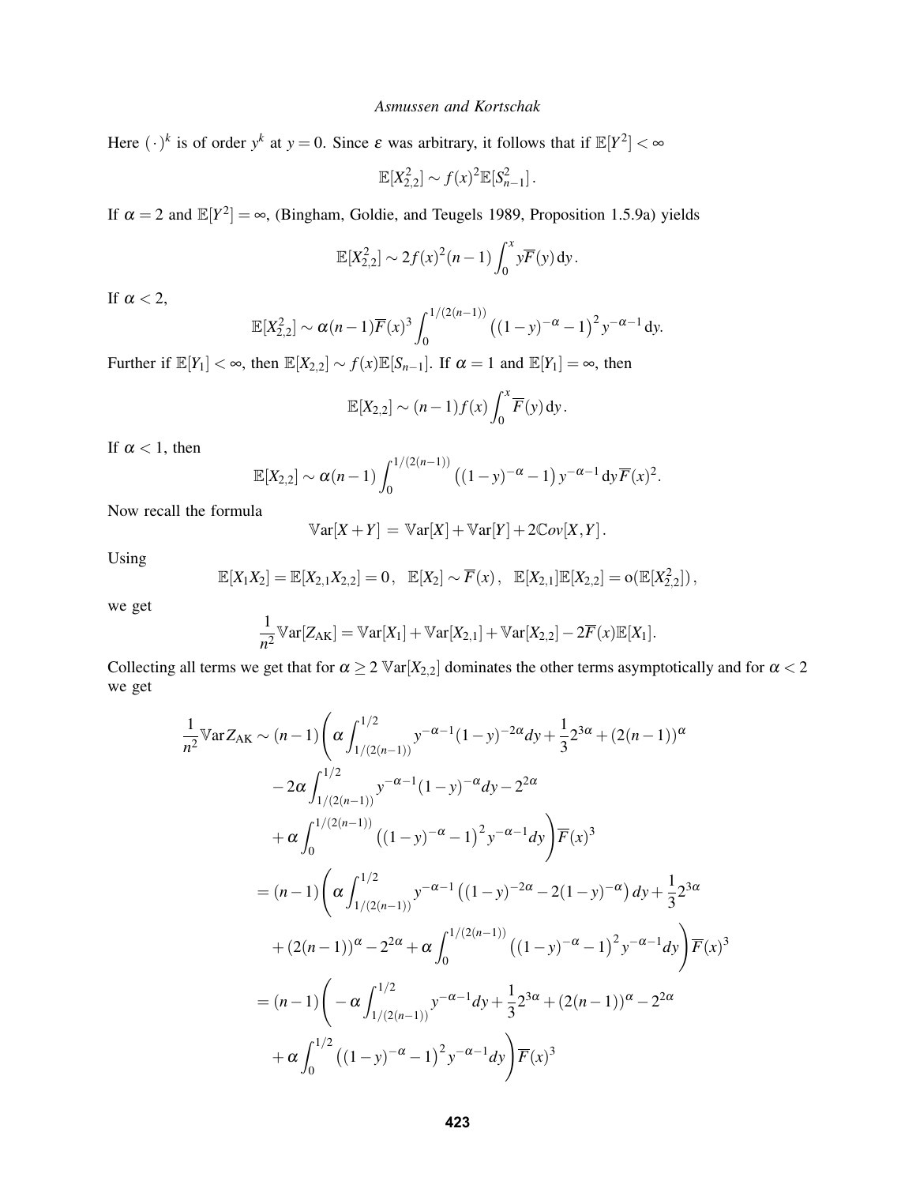Here $(\cdot)^k$ is of order $y^k$ at $y = 0$. Since $\varepsilon$ was arbitrary, it follows that if $\mathbb{E}[Y^2] < \infty$

$$\mathbb{E}[X_{2,2}^2] \sim f(x)^2 \mathbb{E}[S_{n-1}^2].$$

If $\alpha = 2$ and $\mathbb{E}[Y^2] = \infty$, (Bingham, Goldie, and Teugels 1989, Proposition 1.5.9a) yields

$$\mathbb{E}[X_{2,2}^2] \sim 2f(x)^2(n-1)\int_0^x y\overline{F}(y)\,\mathrm{d}y.$$

If $\alpha < 2$,

$$\mathbb{E}[X_{2,2}^2] \sim \alpha(n-1)\overline{F}(x)^3 \int_0^{1/(2(n-1))} \left((1-y)^{-\alpha}-1\right)^2 y^{-\alpha-1}\,\mathrm{d}y.$$

Further if $\mathbb{E}[Y_1] < \infty$, then $\mathbb{E}[X_{2,2}] \sim f(x)\mathbb{E}[S_{n-1}]$. If $\alpha = 1$ and $\mathbb{E}[Y_1] = \infty$, then

$$\mathbb{E}[X_{2,2}] \sim (n-1)f(x)\int_0^x \overline{F}(y)\,\mathrm{d}y.$$

If $\alpha < 1$, then

$$\mathbb{E}[X_{2,2}] \sim \alpha(n-1)\int_0^{1/(2(n-1))} \left((1-y)^{-\alpha}-1\right) y^{-\alpha-1}\,\mathrm{d}y\,\overline{F}(x)^2.$$

Now recall the formula

$$\mathbb{V}\mathrm{ar}[X+Y] \,=\, \mathbb{V}\mathrm{ar}[X] + \mathbb{V}\mathrm{ar}[Y] + 2\mathbb{C}ov[X,Y].$$

Using

$$\mathbb{E}[X_1X_2] = \mathbb{E}[X_{2,1}X_{2,2}] = 0, \quad \mathbb{E}[X_2] \sim \overline{F}(x), \quad \mathbb{E}[X_{2,1}]\mathbb{E}[X_{2,2}] = \mathrm{o}(\mathbb{E}[X_{2,2}^2]),$$

we get

$$\frac{1}{n^2}\mathbb{V}\mathrm{ar}[Z_{\mathrm{AK}}] = \mathbb{V}\mathrm{ar}[X_1] + \mathbb{V}\mathrm{ar}[X_{2,1}] + \mathbb{V}\mathrm{ar}[X_{2,2}] - 2\overline{F}(x)\mathbb{E}[X_1].$$

Collecting all terms we get that for $\alpha \geq 2$ $\mathbb{V}\mathrm{ar}[X_{2,2}]$ dominates the other terms asymptotically and for $\alpha < 2$ we get

$$\begin{aligned}
\frac{1}{n^2}\mathbb{V}\mathrm{ar} Z_{\mathrm{AK}} &\sim (n-1)\Bigg(\alpha\int_{1/(2(n-1))}^{1/2} y^{-\alpha-1}(1-y)^{-2\alpha}dy + \frac{1}{3}2^{3\alpha} + (2(n-1))^{\alpha} \\
&\quad - 2\alpha\int_{1/(2(n-1))}^{1/2} y^{-\alpha-1}(1-y)^{-\alpha}dy - 2^{2\alpha} \\
&\quad + \alpha\int_0^{1/(2(n-1))}\left((1-y)^{-\alpha}-1\right)^2 y^{-\alpha-1}dy\Bigg)\overline{F}(x)^3 \\
&= (n-1)\Bigg(\alpha\int_{1/(2(n-1))}^{1/2} y^{-\alpha-1}\left((1-y)^{-2\alpha}-2(1-y)^{-\alpha}\right)dy + \frac{1}{3}2^{3\alpha} \\
&\quad + (2(n-1))^{\alpha} - 2^{2\alpha} + \alpha\int_0^{1/(2(n-1))}\left((1-y)^{-\alpha}-1\right)^2 y^{-\alpha-1}dy\Bigg)\overline{F}(x)^3 \\
&= (n-1)\Bigg(-\alpha\int_{1/(2(n-1))}^{1/2} y^{-\alpha-1}dy + \frac{1}{3}2^{3\alpha} + (2(n-1))^{\alpha} - 2^{2\alpha} \\
&\quad + \alpha\int_0^{1/2}\left((1-y)^{-\alpha}-1\right)^2 y^{-\alpha-1}dy\Bigg)\overline{F}(x)^3
\end{aligned}$$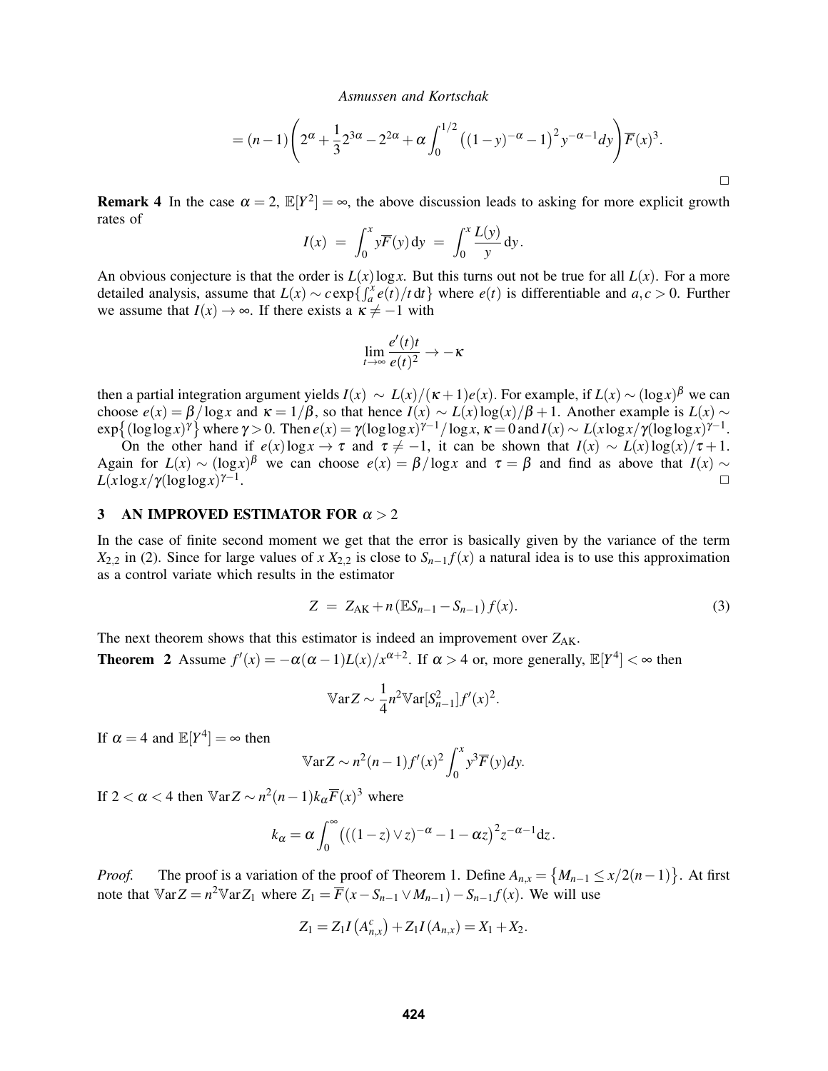$$= (n-1)\left(2^{\alpha}+\frac{1}{3}2^{3\alpha}-2^{2\alpha}+\alpha\int_0^{1/2}\left((1-y)^{-\alpha}-1\right)^2 y^{-\alpha-1}dy\right)\overline{F}(x)^3.$$

□

**Remark 4** In the case $\alpha = 2$, $\mathbb{E}[Y^2] = \infty$, the above discussion leads to asking for more explicit growth rates of

$$I(x) \;=\; \int_0^x y\overline{F}(y)\,\mathrm{d}y \;=\; \int_0^x \frac{L(y)}{y}\,\mathrm{d}y\,.$$

An obvious conjecture is that the order is $L(x)\log x$. But this turns out not be true for all $L(x)$. For a more detailed analysis, assume that $L(x) \sim c\exp\{\int_a^x e(t)/t\,\mathrm{d}t\}$ where $e(t)$ is differentiable and $a, c > 0$. Further we assume that $I(x) \to \infty$. If there exists a $\kappa \neq -1$ with

$$\lim_{t\to\infty}\frac{e'(t)t}{e(t)^2} \to -\kappa$$

then a partial integration argument yields $I(x) \sim L(x)/(\kappa+1)e(x)$. For example, if $L(x) \sim (\log x)^\beta$ we can choose $e(x) = \beta/\log x$ and $\kappa = 1/\beta$, so that hence $I(x) \sim L(x)\log(x)/\beta+1$. Another example is $L(x) \sim \exp\{(\log\log x)^\gamma\}$ where $\gamma > 0$. Then $e(x) = \gamma(\log\log x)^{\gamma-1}/\log x$, $\kappa = 0$ and $I(x) \sim L(x\log x/\gamma(\log\log x)^{\gamma-1}$.

On the other hand if $e(x)\log x \to \tau$ and $\tau \neq -1$, it can be shown that $I(x) \sim L(x)\log(x)/\tau+1$. Again for $L(x) \sim (\log x)^\beta$ we can choose $e(x) = \beta/\log x$ and $\tau = \beta$ and find as above that $I(x) \sim L(x\log x/\gamma(\log\log x)^{\gamma-1}$. □

## 3 AN IMPROVED ESTIMATOR FOR $\alpha > 2$

In the case of finite second moment we get that the error is basically given by the variance of the term $X_{2,2}$ in (2). Since for large values of $x$ $X_{2,2}$ is close to $S_{n-1}f(x)$ a natural idea is to use this approximation as a control variate which results in the estimator

$$Z \;=\; Z_{\mathrm{AK}} + n\,(\mathbb{E}S_{n-1} - S_{n-1})\,f(x). \tag{3}$$

The next theorem shows that this estimator is indeed an improvement over $Z_{\mathrm{AK}}$.

**Theorem 2** Assume $f'(x) = -\alpha(\alpha-1)L(x)/x^{\alpha+2}$. If $\alpha > 4$ or, more generally, $\mathbb{E}[Y^4] < \infty$ then

$$\mathbb{V}\mathrm{ar}Z \sim \frac{1}{4}n^2\mathbb{V}\mathrm{ar}[S_{n-1}^2]f'(x)^2.$$

If $\alpha = 4$ and $\mathbb{E}[Y^4] = \infty$ then

$$\mathbb{V}\mathrm{ar}Z \sim n^2(n-1)f'(x)^2\int_0^x y^3\overline{F}(y)dy.$$

If $2 < \alpha < 4$ then $\mathbb{V}\mathrm{ar}Z \sim n^2(n-1)k_\alpha\overline{F}(x)^3$ where

$$k_\alpha = \alpha\int_0^\infty\left(((1-z)\vee z)^{-\alpha} - 1 - \alpha z\right)^2 z^{-\alpha-1}\mathrm{d}z\,.$$

*Proof.* The proof is a variation of the proof of Theorem 1. Define $A_{n,x} = \{M_{n-1} \le x/2(n-1)\}$. At first note that $\mathbb{V}\mathrm{ar}Z = n^2\mathbb{V}\mathrm{ar}Z_1$ where $Z_1 = \overline{F}(x - S_{n-1}\vee M_{n-1}) - S_{n-1}f(x)$. We will use

$$Z_1 = Z_1 I\left(A_{n,x}^c\right) + Z_1 I\left(A_{n,x}\right) = X_1 + X_2.$$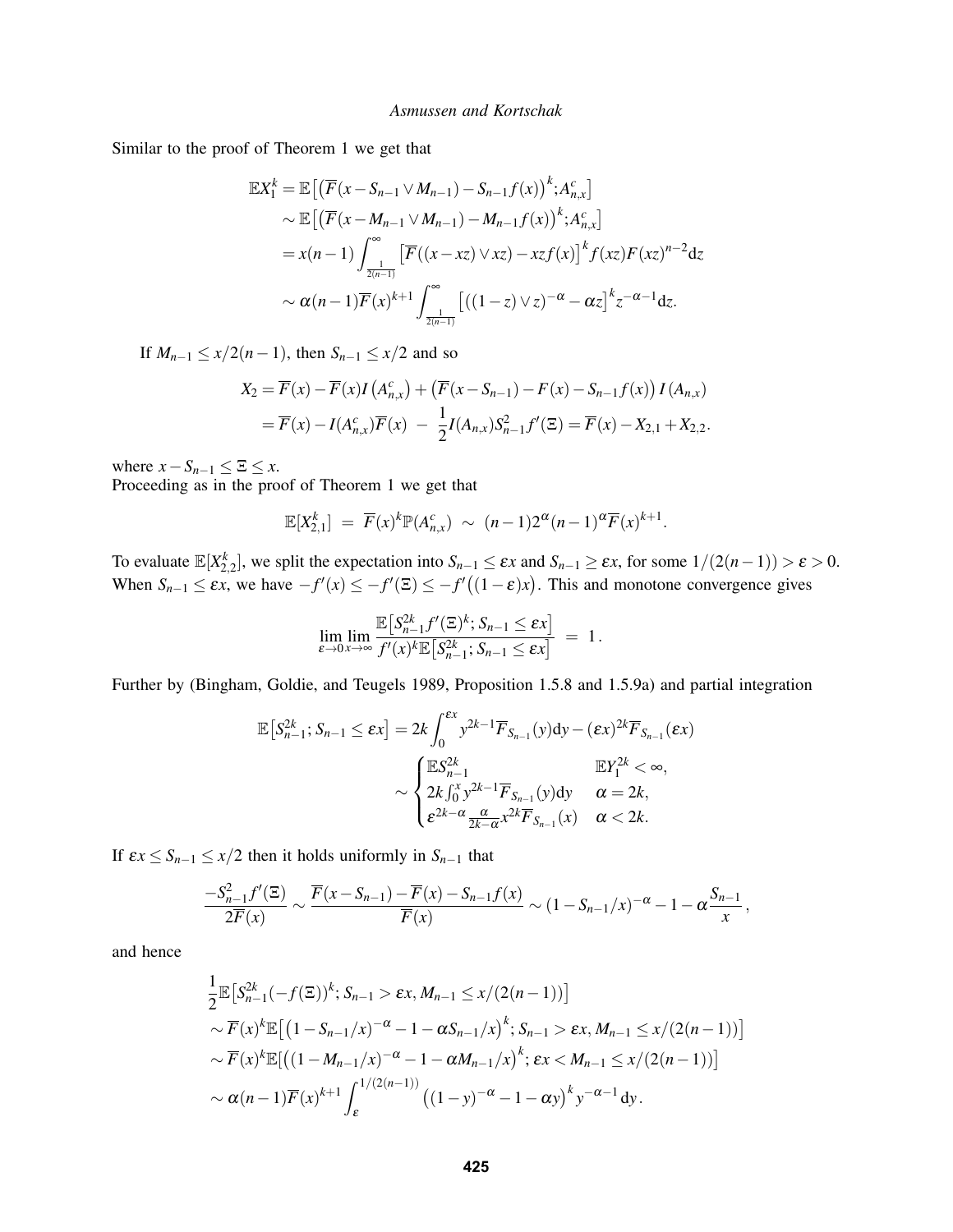Similar to the proof of Theorem 1 we get that

$$
\begin{aligned}
\mathbb{E}X_1^k &= \mathbb{E}\big[\big(\overline{F}(x-S_{n-1}\vee M_{n-1})-S_{n-1}f(x)\big)^k;A_{n,x}^c\big] \\
&\sim \mathbb{E}\big[\big(\overline{F}(x-M_{n-1}\vee M_{n-1})-M_{n-1}f(x)\big)^k;A_{n,x}^c\big] \\
&= x(n-1)\int_{\frac{1}{2(n-1)}}^{\infty}\big[\overline{F}((x-xz)\vee xz)-xzf(x)\big]^k f(xz)F(xz)^{n-2}\mathrm{d}z \\
&\sim \alpha(n-1)\overline{F}(x)^{k+1}\int_{\frac{1}{2(n-1)}}^{\infty}\big[((1-z)\vee z)^{-\alpha}-\alpha z\big]^k z^{-\alpha-1}\mathrm{d}z.
\end{aligned}
$$

If $M_{n-1}\le x/2(n-1)$, then $S_{n-1}\le x/2$ and so

$$
\begin{aligned}
X_2 &= \overline{F}(x)-\overline{F}(x)I\left(A_{n,x}^c\right)+\left(\overline{F}(x-S_{n-1})-F(x)-S_{n-1}f(x)\right)I\left(A_{n,x}\right) \\
&= \overline{F}(x)-I(A_{n,x}^c)\overline{F}(x)\ -\ \frac{1}{2}I(A_{n,x})S_{n-1}^2 f'(\Xi) = \overline{F}(x)-X_{2,1}+X_{2,2}.
\end{aligned}
$$

where $x-S_{n-1}\le \Xi \le x$.
Proceeding as in the proof of Theorem 1 we get that

$$
\mathbb{E}[X_{2,1}^k]\ =\ \overline{F}(x)^k\mathbb{P}(A_{n,x}^c)\ \sim\ (n-1)2^{\alpha}(n-1)^{\alpha}\overline{F}(x)^{k+1}.
$$

To evaluate $\mathbb{E}[X_{2,2}^k]$, we split the expectation into $S_{n-1}\le \varepsilon x$ and $S_{n-1}\ge \varepsilon x$, for some $1/(2(n-1))>\varepsilon>0$. When $S_{n-1}\le \varepsilon x$, we have $-f'(x)\le -f'(\Xi)\le -f'\big((1-\varepsilon)x\big)$. This and monotone convergence gives

$$
\lim_{\varepsilon\to 0}\lim_{x\to\infty}\frac{\mathbb{E}\big[S_{n-1}^{2k}f'(\Xi)^k;S_{n-1}\le \varepsilon x\big]}{f'(x)^k\mathbb{E}\big[S_{n-1}^{2k};S_{n-1}\le \varepsilon x\big]}\ =\ 1\,.
$$

Further by (Bingham, Goldie, and Teugels 1989, Proposition 1.5.8 and 1.5.9a) and partial integration

$$
\begin{aligned}
\mathbb{E}\big[S_{n-1}^{2k};S_{n-1}\le \varepsilon x\big] &= 2k\int_0^{\varepsilon x}y^{2k-1}\overline{F}_{S_{n-1}}(y)\mathrm{d}y-(\varepsilon x)^{2k}\overline{F}_{S_{n-1}}(\varepsilon x) \\
&\sim \begin{cases} \mathbb{E}S_{n-1}^{2k} & \mathbb{E}Y_1^{2k}<\infty, \\ 2k\int_0^x y^{2k-1}\overline{F}_{S_{n-1}}(y)\mathrm{d}y & \alpha=2k, \\ \varepsilon^{2k-\alpha}\frac{\alpha}{2k-\alpha}x^{2k}\overline{F}_{S_{n-1}}(x) & \alpha<2k. \end{cases}
\end{aligned}
$$

If $\varepsilon x\le S_{n-1}\le x/2$ then it holds uniformly in $S_{n-1}$ that

$$
\frac{-S_{n-1}^2 f'(\Xi)}{2\overline{F}(x)}\sim \frac{\overline{F}(x-S_{n-1})-\overline{F}(x)-S_{n-1}f(x)}{\overline{F}(x)}\sim (1-S_{n-1}/x)^{-\alpha}-1-\alpha\frac{S_{n-1}}{x}\,,
$$

and hence

$$
\begin{aligned}
&\frac{1}{2}\mathbb{E}\big[S_{n-1}^{2k}(-f(\Xi))^k;S_{n-1}>\varepsilon x, M_{n-1}\le x/(2(n-1))\big] \\
&\sim \overline{F}(x)^k\mathbb{E}\big[\big(1-S_{n-1}/x\big)^{-\alpha}-1-\alpha S_{n-1}/x\big)^k;S_{n-1}>\varepsilon x, M_{n-1}\le x/(2(n-1))\big] \\
&\sim \overline{F}(x)^k\mathbb{E}\big[\big((1-M_{n-1}/x)^{-\alpha}-1-\alpha M_{n-1}/x\big)^k;\varepsilon x<M_{n-1}\le x/(2(n-1))\big] \\
&\sim \alpha(n-1)\overline{F}(x)^{k+1}\int_{\varepsilon}^{1/(2(n-1))}\big((1-y)^{-\alpha}-1-\alpha y\big)^k y^{-\alpha-1}\mathrm{d}y\,.
\end{aligned}
$$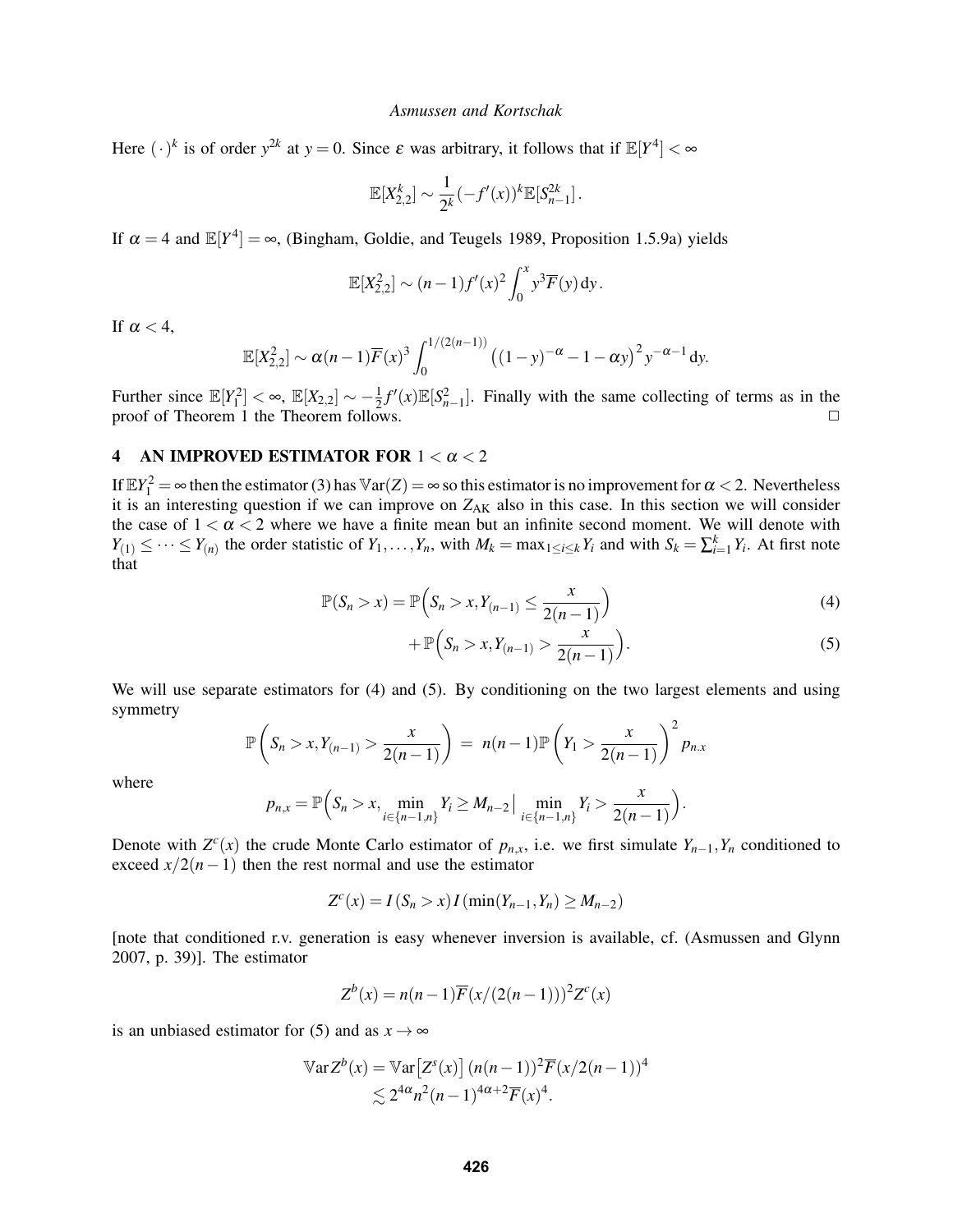Here $(\cdot)^k$ is of order $y^{2k}$ at $y=0$. Since $\varepsilon$ was arbitrary, it follows that if $\mathbb{E}[Y^4] < \infty$

$$\mathbb{E}[X_{2,2}^k] \sim \frac{1}{2^k}(-f'(x))^k \mathbb{E}[S_{n-1}^{2k}].$$

If $\alpha = 4$ and $\mathbb{E}[Y^4] = \infty$, (Bingham, Goldie, and Teugels 1989, Proposition 1.5.9a) yields

$$\mathbb{E}[X_{2,2}^2] \sim (n-1)f'(x)^2 \int_0^x y^3 \overline{F}(y)\,\mathrm{d}y.$$

If $\alpha < 4$,

$$\mathbb{E}[X_{2,2}^2] \sim \alpha(n-1)\overline{F}(x)^3 \int_0^{1/(2(n-1))} \left((1-y)^{-\alpha} - 1 - \alpha y\right)^2 y^{-\alpha-1}\,\mathrm{d}y.$$

Further since $\mathbb{E}[Y_1^2] < \infty$, $\mathbb{E}[X_{2,2}] \sim -\frac{1}{2}f'(x)\mathbb{E}[S_{n-1}^2]$. Finally with the same collecting of terms as in the proof of Theorem 1 the Theorem follows. □

## 4 AN IMPROVED ESTIMATOR FOR $1 < \alpha < 2$

If $\mathbb{E}Y_1^2 = \infty$ then the estimator (3) has $\mathbb{V}\mathrm{ar}(Z) = \infty$ so this estimator is no improvement for $\alpha < 2$. Nevertheless it is an interesting question if we can improve on $Z_{\mathrm{AK}}$ also in this case. In this section we will consider the case of $1 < \alpha < 2$ where we have a finite mean but an infinite second moment. We will denote with $Y_{(1)} \le \cdots \le Y_{(n)}$ the order statistic of $Y_1, \ldots, Y_n$, with $M_k = \max_{1 \le i \le k} Y_i$ and with $S_k = \sum_{i=1}^k Y_i$. At first note that

$$\mathbb{P}(S_n > x) = \mathbb{P}\Big(S_n > x, Y_{(n-1)} \le \frac{x}{2(n-1)}\Big) \tag{4}$$

$$+ \mathbb{P}\Big(S_n > x, Y_{(n-1)} > \frac{x}{2(n-1)}\Big). \tag{5}$$

We will use separate estimators for (4) and (5). By conditioning on the two largest elements and using symmetry

$$\mathbb{P}\left(S_n > x, Y_{(n-1)} > \frac{x}{2(n-1)}\right) \;=\; n(n-1)\mathbb{P}\left(Y_1 > \frac{x}{2(n-1)}\right)^2 p_{n.x}$$

where

$$p_{n,x} = \mathbb{P}\Big(S_n > x, \min_{i \in \{n-1,n\}} Y_i \ge M_{n-2} \,\big|\, \min_{i \in \{n-1,n\}} Y_i > \frac{x}{2(n-1)}\Big).$$

Denote with $Z^c(x)$ the crude Monte Carlo estimator of $p_{n,x}$, i.e. we first simulate $Y_{n-1}, Y_n$ conditioned to exceed $x/2(n-1)$ then the rest normal and use the estimator

$$Z^c(x) = I\left(S_n > x\right) I\left(\min(Y_{n-1}, Y_n) \ge M_{n-2}\right)$$

[note that conditioned r.v. generation is easy whenever inversion is available, cf. (Asmussen and Glynn 2007, p. 39)]. The estimator

$$Z^b(x) = n(n-1)\overline{F}(x/(2(n-1)))^2 Z^c(x)$$

is an unbiased estimator for (5) and as $x \to \infty$

$$\begin{aligned}\mathbb{V}\mathrm{ar}\,Z^b(x) &= \mathbb{V}\mathrm{ar}\big[Z^s(x)\big]\,(n(n-1))^2\overline{F}(x/2(n-1))^4 \\ &\lesssim 2^{4\alpha} n^2 (n-1)^{4\alpha+2}\overline{F}(x)^4.\end{aligned}$$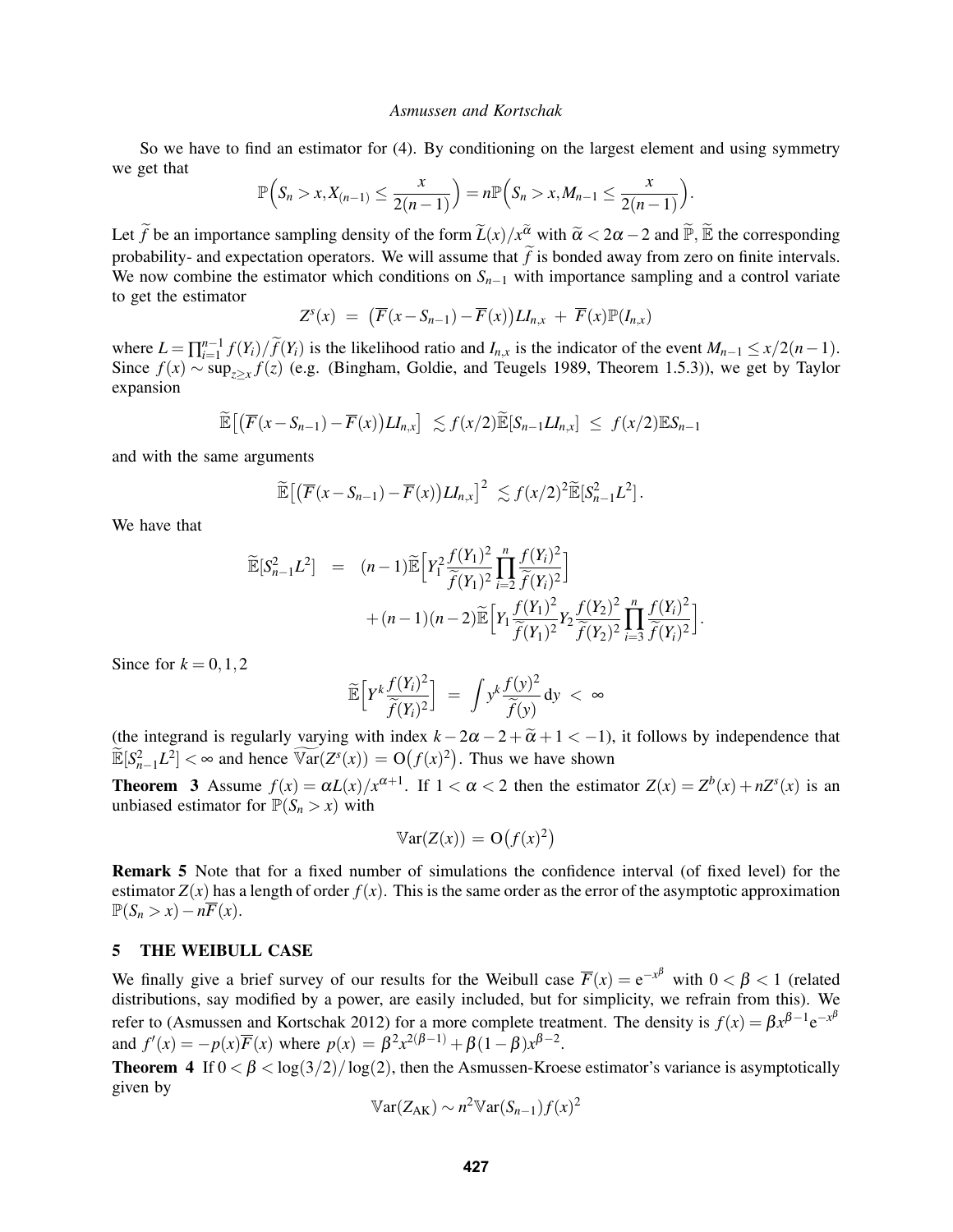So we have to find an estimator for (4). By conditioning on the largest element and using symmetry we get that

$$\mathbb{P}\Big(S_n > x, X_{(n-1)} \leq \frac{x}{2(n-1)}\Big) = n\mathbb{P}\Big(S_n > x, M_{n-1} \leq \frac{x}{2(n-1)}\Big).$$

Let $\widetilde{f}$ be an importance sampling density of the form $\widetilde{L}(x)/x^{\widetilde{\alpha}}$ with $\widetilde{\alpha} < 2\alpha - 2$ and $\widetilde{\mathbb{P}}, \widetilde{\mathbb{E}}$ the corresponding probability- and expectation operators. We will assume that $\widetilde{f}$ is bonded away from zero on finite intervals. We now combine the estimator which conditions on $S_{n-1}$ with importance sampling and a control variate to get the estimator

$$Z^s(x) \;=\; \big(\overline{F}(x - S_{n-1}) - \overline{F}(x)\big) L I_{n,x} \;+\; \overline{F}(x)\mathbb{P}(I_{n,x})$$

where $L = \prod_{i=1}^{n-1} f(Y_i)/\widetilde{f}(Y_i)$ is the likelihood ratio and $I_{n,x}$ is the indicator of the event $M_{n-1} \leq x/2(n-1)$. Since $f(x) \sim \sup_{z \geq x} f(z)$ (e.g. (Bingham, Goldie, and Teugels 1989, Theorem 1.5.3)), we get by Taylor expansion

$$\widetilde{\mathbb{E}}\big[\big(\overline{F}(x - S_{n-1}) - \overline{F}(x)\big) L I_{n,x}\big] \;\lesssim f(x/2)\widetilde{\mathbb{E}}[S_{n-1} L I_{n,x}] \;\leq\; f(x/2)\mathbb{E}S_{n-1}$$

and with the same arguments

$$\widetilde{\mathbb{E}}\big[\big(\overline{F}(x - S_{n-1}) - \overline{F}(x)\big) L I_{n,x}\big]^2 \;\lesssim f(x/2)^2 \widetilde{\mathbb{E}}[S_{n-1}^2 L^2].$$

We have that

$$\begin{aligned}
\widetilde{\mathbb{E}}[S_{n-1}^2 L^2] \;&=\; (n-1)\widetilde{\mathbb{E}}\Big[Y_1^2 \frac{f(Y_1)^2}{\widetilde{f}(Y_1)^2} \prod_{i=2}^{n} \frac{f(Y_i)^2}{\widetilde{f}(Y_i)^2}\Big] \\
&\quad + (n-1)(n-2)\widetilde{\mathbb{E}}\Big[Y_1 \frac{f(Y_1)^2}{\widetilde{f}(Y_1)^2} Y_2 \frac{f(Y_2)^2}{\widetilde{f}(Y_2)^2} \prod_{i=3}^{n} \frac{f(Y_i)^2}{\widetilde{f}(Y_i)^2}\Big].
\end{aligned}$$

Since for $k = 0, 1, 2$

$$\widetilde{\mathbb{E}}\Big[Y^k \frac{f(Y_i)^2}{\widetilde{f}(Y_i)^2}\Big] \;=\; \int y^k \frac{f(y)^2}{\widetilde{f}(y)} \,\mathrm{d}y \;<\; \infty$$

(the integrand is regularly varying with index $k - 2\alpha - 2 + \widetilde{\alpha} + 1 < -1$), it follows by independence that $\widetilde{\mathbb{E}}[S_{n-1}^2 L^2] < \infty$ and hence $\widetilde{\mathbb{V}\mathrm{ar}}(Z^s(x)) = \mathrm{O}\big(f(x)^2\big)$. Thus we have shown

**Theorem 3** Assume $f(x) = \alpha L(x)/x^{\alpha+1}$. If $1 < \alpha < 2$ then the estimator $Z(x) = Z^b(x) + nZ^s(x)$ is an unbiased estimator for $\mathbb{P}(S_n > x)$ with

$$\mathbb{V}\mathrm{ar}(Z(x)) \;=\; \mathrm{O}\big(f(x)^2\big)$$

**Remark 5** Note that for a fixed number of simulations the confidence interval (of fixed level) for the estimator $Z(x)$ has a length of order $f(x)$. This is the same order as the error of the asymptotic approximation $\mathbb{P}(S_n > x) - n\overline{F}(x)$.

## 5 THE WEIBULL CASE

We finally give a brief survey of our results for the Weibull case $\overline{F}(x) = \mathrm{e}^{-x^\beta}$ with $0 < \beta < 1$ (related distributions, say modified by a power, are easily included, but for simplicity, we refrain from this). We refer to (Asmussen and Kortschak 2012) for a more complete treatment. The density is $f(x) = \beta x^{\beta-1}\mathrm{e}^{-x^\beta}$ and $f'(x) = -p(x)\overline{F}(x)$ where $p(x) = \beta^2 x^{2(\beta-1)} + \beta(1-\beta)x^{\beta-2}$.

**Theorem 4** If $0 < \beta < \log(3/2)/\log(2)$, then the Asmussen-Kroese estimator's variance is asymptotically given by

$$\mathbb{V}\mathrm{ar}(Z_{\mathrm{AK}}) \sim n^2 \mathbb{V}\mathrm{ar}(S_{n-1}) f(x)^2$$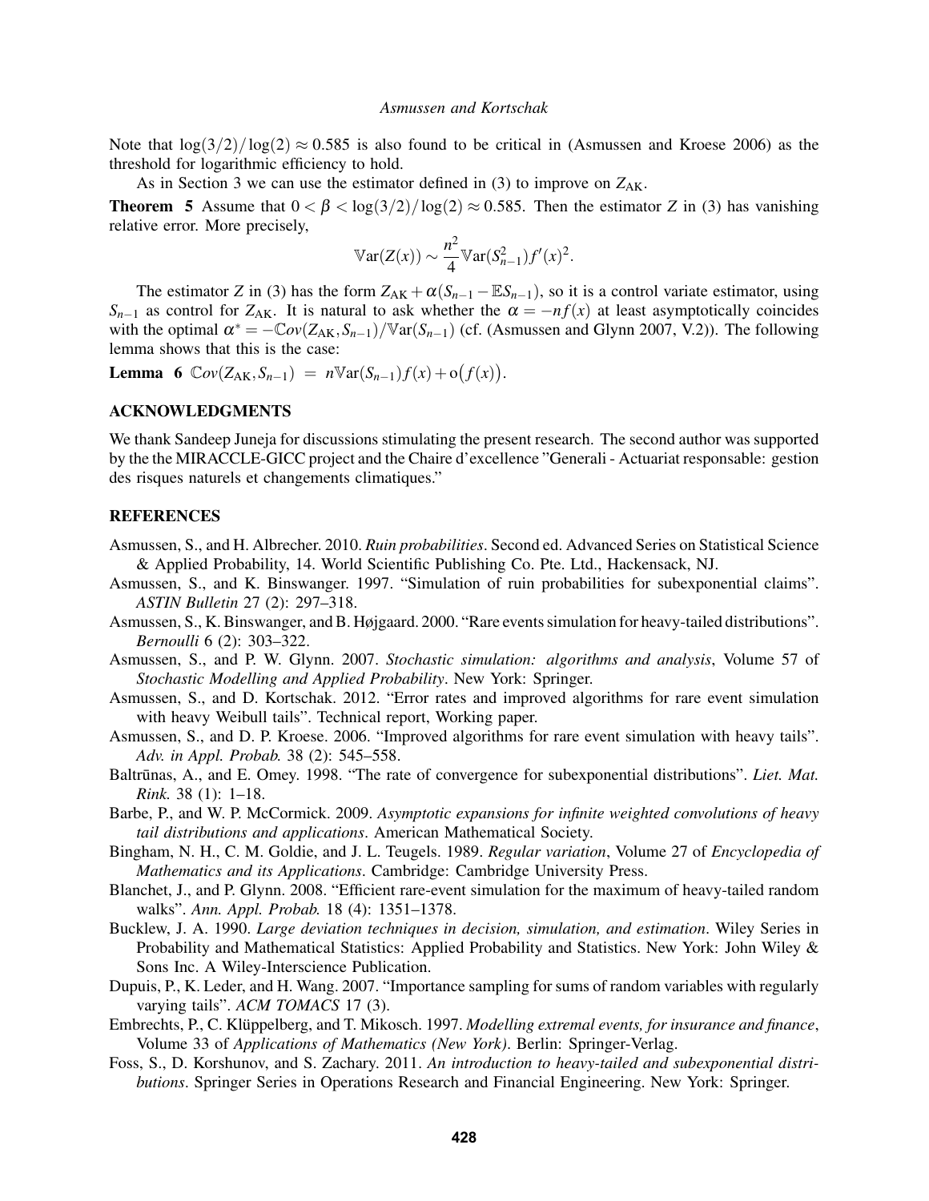Note that $\log(3/2)/\log(2) \approx 0.585$ is also found to be critical in (Asmussen and Kroese 2006) as the threshold for logarithmic efficiency to hold.

As in Section 3 we can use the estimator defined in (3) to improve on $Z_{\mathrm{AK}}$.

**Theorem 5** Assume that $0 < \beta < \log(3/2)/\log(2) \approx 0.585$. Then the estimator $Z$ in (3) has vanishing relative error. More precisely,

$$\mathbb{V}\mathrm{ar}(Z(x)) \sim \frac{n^2}{4}\mathbb{V}\mathrm{ar}(S_{n-1}^2)f'(x)^2.$$

The estimator $Z$ in (3) has the form $Z_{\mathrm{AK}} + \alpha(S_{n-1} - \mathbb{E}S_{n-1})$, so it is a control variate estimator, using $S_{n-1}$ as control for $Z_{\mathrm{AK}}$. It is natural to ask whether the $\alpha = -nf(x)$ at least asymptotically coincides with the optimal $\alpha^* = -\mathbb{C}ov(Z_{\mathrm{AK}}, S_{n-1})/\mathbb{V}\mathrm{ar}(S_{n-1})$ (cf. (Asmussen and Glynn 2007, V.2)). The following lemma shows that this is the case:

**Lemma 6** $\mathbb{C}ov(Z_{\mathrm{AK}}, S_{n-1}) \;=\; n\mathbb{V}\mathrm{ar}(S_{n-1})f(x) + \mathrm{o}\big(f(x)\big)$.

## ACKNOWLEDGMENTS

We thank Sandeep Juneja for discussions stimulating the present research. The second author was supported by the the MIRACCLE-GICC project and the Chaire d'excellence "Generali - Actuariat responsable: gestion des risques naturels et changements climatiques."

## REFERENCES

Asmussen, S., and H. Albrecher. 2010. *Ruin probabilities*. Second ed. Advanced Series on Statistical Science & Applied Probability, 14. World Scientific Publishing Co. Pte. Ltd., Hackensack, NJ.

Asmussen, S., and K. Binswanger. 1997. "Simulation of ruin probabilities for subexponential claims". *ASTIN Bulletin* 27 (2): 297–318.

Asmussen, S., K. Binswanger, and B. Højgaard. 2000. "Rare events simulation for heavy-tailed distributions". *Bernoulli* 6 (2): 303–322.

Asmussen, S., and P. W. Glynn. 2007. *Stochastic simulation: algorithms and analysis*, Volume 57 of *Stochastic Modelling and Applied Probability*. New York: Springer.

Asmussen, S., and D. Kortschak. 2012. "Error rates and improved algorithms for rare event simulation with heavy Weibull tails". Technical report, Working paper.

Asmussen, S., and D. P. Kroese. 2006. "Improved algorithms for rare event simulation with heavy tails". *Adv. in Appl. Probab.* 38 (2): 545–558.

Baltrūnas, A., and E. Omey. 1998. "The rate of convergence for subexponential distributions". *Liet. Mat. Rink.* 38 (1): 1–18.

Barbe, P., and W. P. McCormick. 2009. *Asymptotic expansions for infinite weighted convolutions of heavy tail distributions and applications*. American Mathematical Society.

Bingham, N. H., C. M. Goldie, and J. L. Teugels. 1989. *Regular variation*, Volume 27 of *Encyclopedia of Mathematics and its Applications*. Cambridge: Cambridge University Press.

Blanchet, J., and P. Glynn. 2008. "Efficient rare-event simulation for the maximum of heavy-tailed random walks". *Ann. Appl. Probab.* 18 (4): 1351–1378.

Bucklew, J. A. 1990. *Large deviation techniques in decision, simulation, and estimation*. Wiley Series in Probability and Mathematical Statistics: Applied Probability and Statistics. New York: John Wiley & Sons Inc. A Wiley-Interscience Publication.

Dupuis, P., K. Leder, and H. Wang. 2007. "Importance sampling for sums of random variables with regularly varying tails". *ACM TOMACS* 17 (3).

Embrechts, P., C. Klüppelberg, and T. Mikosch. 1997. *Modelling extremal events, for insurance and finance*, Volume 33 of *Applications of Mathematics (New York)*. Berlin: Springer-Verlag.

Foss, S., D. Korshunov, and S. Zachary. 2011. *An introduction to heavy-tailed and subexponential distributions*. Springer Series in Operations Research and Financial Engineering. New York: Springer.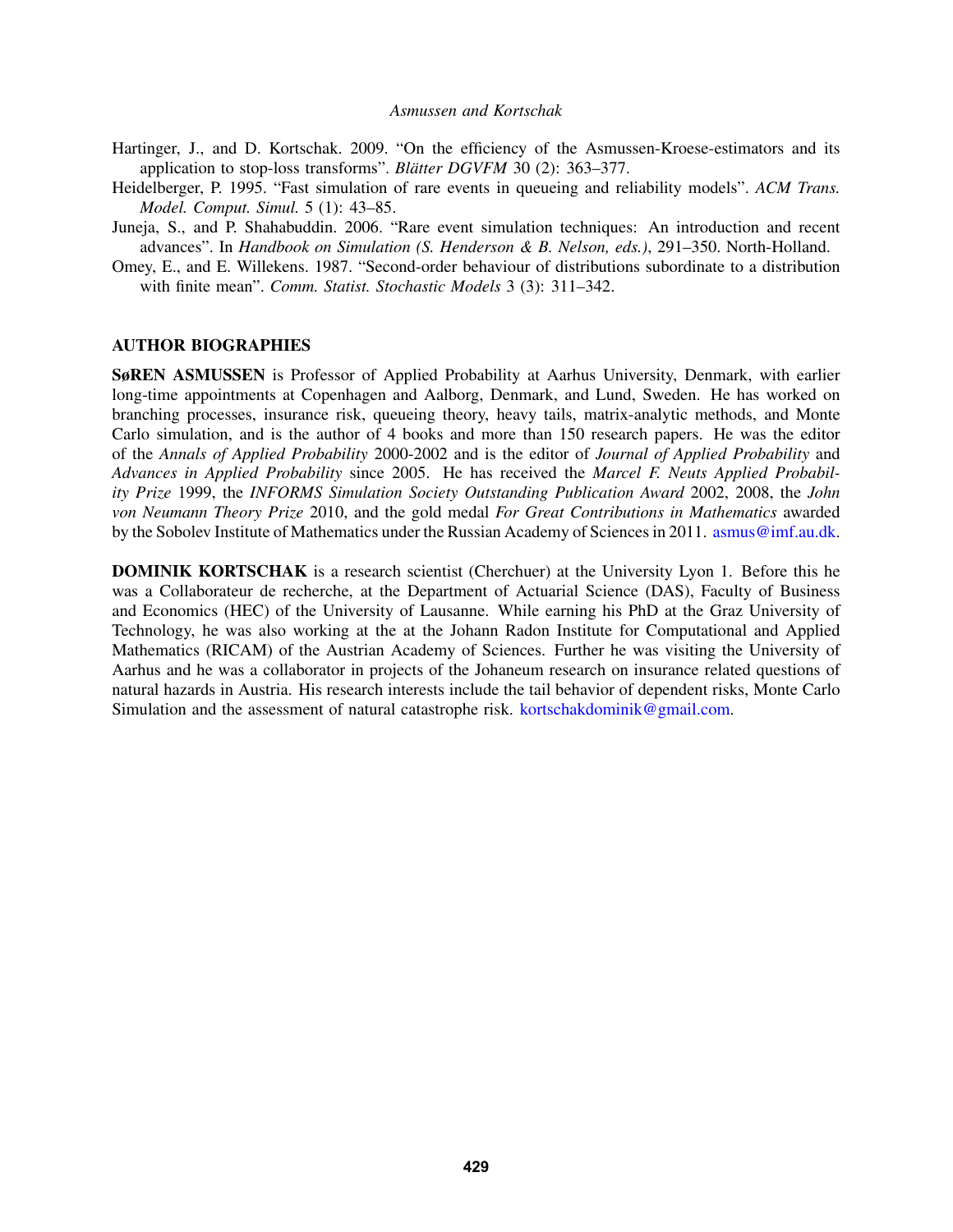Hartinger, J., and D. Kortschak. 2009. "On the efficiency of the Asmussen-Kroese-estimators and its application to stop-loss transforms". *Blätter DGVFM* 30 (2): 363–377.

Heidelberger, P. 1995. "Fast simulation of rare events in queueing and reliability models". *ACM Trans. Model. Comput. Simul.* 5 (1): 43–85.

Juneja, S., and P. Shahabuddin. 2006. "Rare event simulation techniques: An introduction and recent advances". In *Handbook on Simulation (S. Henderson & B. Nelson, eds.)*, 291–350. North-Holland.

Omey, E., and E. Willekens. 1987. "Second-order behaviour of distributions subordinate to a distribution with finite mean". *Comm. Statist. Stochastic Models* 3 (3): 311–342.

## AUTHOR BIOGRAPHIES

**SøREN ASMUSSEN** is Professor of Applied Probability at Aarhus University, Denmark, with earlier long-time appointments at Copenhagen and Aalborg, Denmark, and Lund, Sweden. He has worked on branching processes, insurance risk, queueing theory, heavy tails, matrix-analytic methods, and Monte Carlo simulation, and is the author of 4 books and more than 150 research papers. He was the editor of the *Annals of Applied Probability* 2000-2002 and is the editor of *Journal of Applied Probability* and *Advances in Applied Probability* since 2005. He has received the *Marcel F. Neuts Applied Probability Prize* 1999, the *INFORMS Simulation Society Outstanding Publication Award* 2002, 2008, the *John von Neumann Theory Prize* 2010, and the gold medal *For Great Contributions in Mathematics* awarded by the Sobolev Institute of Mathematics under the Russian Academy of Sciences in 2011. asmus@imf.au.dk.

**DOMINIK KORTSCHAK** is a research scientist (Cherchuer) at the University Lyon 1. Before this he was a Collaborateur de recherche, at the Department of Actuarial Science (DAS), Faculty of Business and Economics (HEC) of the University of Lausanne. While earning his PhD at the Graz University of Technology, he was also working at the at the Johann Radon Institute for Computational and Applied Mathematics (RICAM) of the Austrian Academy of Sciences. Further he was visiting the University of Aarhus and he was a collaborator in projects of the Johaneum research on insurance related questions of natural hazards in Austria. His research interests include the tail behavior of dependent risks, Monte Carlo Simulation and the assessment of natural catastrophe risk. kortschakdominik@gmail.com.